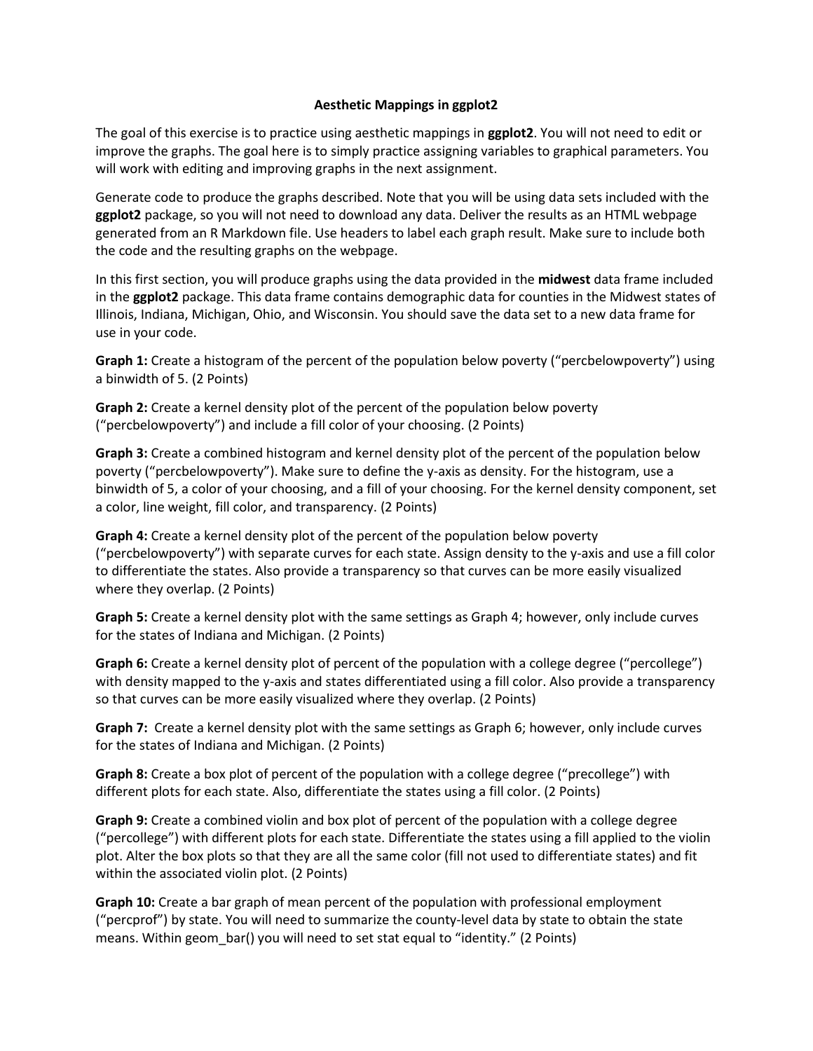# Aesthetic Mappings in ggplot2

The goal of this exercise is to practice using aesthetic mappings in **ggplot2**. You will not need to edit or improve the graphs. The goal here is to simply practice assigning variables to graphical parameters. You will work with editing and improving graphs in the next assignment.

Generate code to produce the graphs described. Note that you will be using data sets included with the **ggplot2** package, so you will not need to download any data. Deliver the results as an HTML webpage generated from an R Markdown file. Use headers to label each graph result. Make sure to include both the code and the resulting graphs on the webpage.

In this first section, you will produce graphs using the data provided in the **midwest** data frame included in the **ggplot2** package. This data frame contains demographic data for counties in the Midwest states of Illinois, Indiana, Michigan, Ohio, and Wisconsin. You should save the data set to a new data frame for use in your code.

**Graph 1:** Create a histogram of the percent of the population below poverty ("percbelowpoverty") using a binwidth of 5. (2 Points)

**Graph 2:** Create a kernel density plot of the percent of the population below poverty ("percbelowpoverty") and include a fill color of your choosing. (2 Points)

**Graph 3:** Create a combined histogram and kernel density plot of the percent of the population below poverty ("percbelowpoverty"). Make sure to define the y-axis as density. For the histogram, use a binwidth of 5, a color of your choosing, and a fill of your choosing. For the kernel density component, set a color, line weight, fill color, and transparency. (2 Points)

**Graph 4:** Create a kernel density plot of the percent of the population below poverty ("percbelowpoverty") with separate curves for each state. Assign density to the y-axis and use a fill color to differentiate the states. Also provide a transparency so that curves can be more easily visualized where they overlap. (2 Points)

**Graph 5:** Create a kernel density plot with the same settings as Graph 4; however, only include curves for the states of Indiana and Michigan. (2 Points)

**Graph 6:** Create a kernel density plot of percent of the population with a college degree ("percollege") with density mapped to the y-axis and states differentiated using a fill color. Also provide a transparency so that curves can be more easily visualized where they overlap. (2 Points)

**Graph 7:** Create a kernel density plot with the same settings as Graph 6; however, only include curves for the states of Indiana and Michigan. (2 Points)

**Graph 8:** Create a box plot of percent of the population with a college degree ("precollege") with different plots for each state. Also, differentiate the states using a fill color. (2 Points)

**Graph 9:** Create a combined violin and box plot of percent of the population with a college degree ("percollege") with different plots for each state. Differentiate the states using a fill applied to the violin plot. Alter the box plots so that they are all the same color (fill not used to differentiate states) and fit within the associated violin plot. (2 Points)

**Graph 10:** Create a bar graph of mean percent of the population with professional employment ("percprof") by state. You will need to summarize the county-level data by state to obtain the state means. Within geom_bar() you will need to set stat equal to "identity." (2 Points)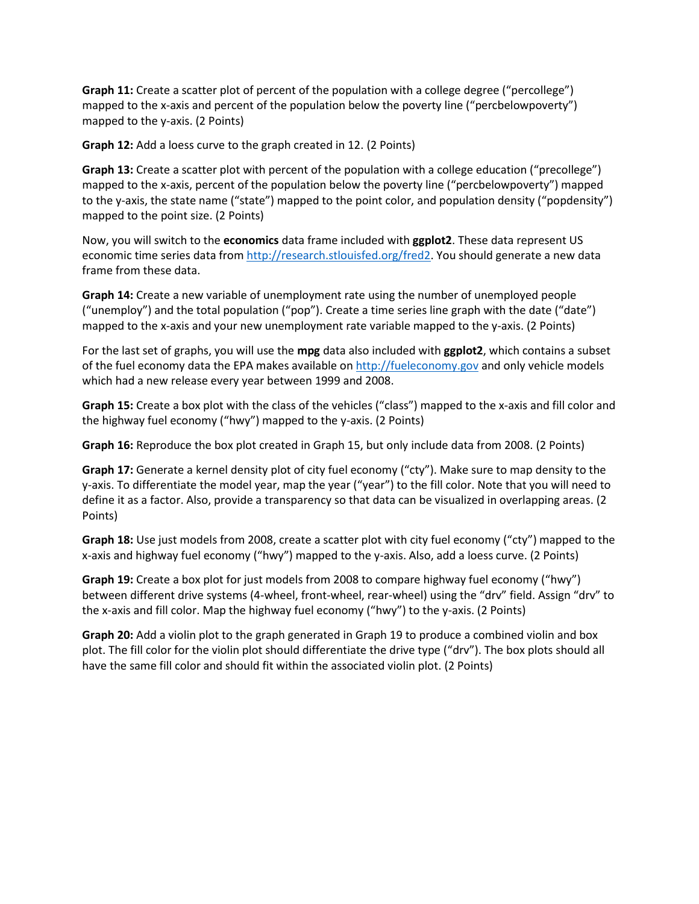**Graph 11:** Create a scatter plot of percent of the population with a college degree ("percollege") mapped to the x-axis and percent of the population below the poverty line ("percbelowpoverty") mapped to the y-axis. (2 Points)

**Graph 12:** Add a loess curve to the graph created in 12. (2 Points)

**Graph 13:** Create a scatter plot with percent of the population with a college education ("precollege") mapped to the x-axis, percent of the population below the poverty line ("percbelowpoverty") mapped to the y-axis, the state name ("state") mapped to the point color, and population density ("popdensity") mapped to the point size. (2 Points)

Now, you will switch to the **economics** data frame included with **ggplot2**. These data represent US economic time series data from http://research.stlouisfed.org/fred2. You should generate a new data frame from these data.

**Graph 14:** Create a new variable of unemployment rate using the number of unemployed people ("unemploy") and the total population ("pop"). Create a time series line graph with the date ("date") mapped to the x-axis and your new unemployment rate variable mapped to the y-axis. (2 Points)

For the last set of graphs, you will use the **mpg** data also included with **ggplot2**, which contains a subset of the fuel economy data the EPA makes available on http://fueleconomy.gov and only vehicle models which had a new release every year between 1999 and 2008.

**Graph 15:** Create a box plot with the class of the vehicles ("class") mapped to the x-axis and fill color and the highway fuel economy ("hwy") mapped to the y-axis. (2 Points)

**Graph 16:** Reproduce the box plot created in Graph 15, but only include data from 2008. (2 Points)

**Graph 17:** Generate a kernel density plot of city fuel economy ("cty"). Make sure to map density to the y-axis. To differentiate the model year, map the year ("year") to the fill color. Note that you will need to define it as a factor. Also, provide a transparency so that data can be visualized in overlapping areas. (2 Points)

**Graph 18:** Use just models from 2008, create a scatter plot with city fuel economy ("cty") mapped to the x-axis and highway fuel economy ("hwy") mapped to the y-axis. Also, add a loess curve. (2 Points)

**Graph 19:** Create a box plot for just models from 2008 to compare highway fuel economy ("hwy") between different drive systems (4-wheel, front-wheel, rear-wheel) using the "drv" field. Assign "drv" to the x-axis and fill color. Map the highway fuel economy ("hwy") to the y-axis. (2 Points)

**Graph 20:** Add a violin plot to the graph generated in Graph 19 to produce a combined violin and box plot. The fill color for the violin plot should differentiate the drive type ("drv"). The box plots should all have the same fill color and should fit within the associated violin plot. (2 Points)